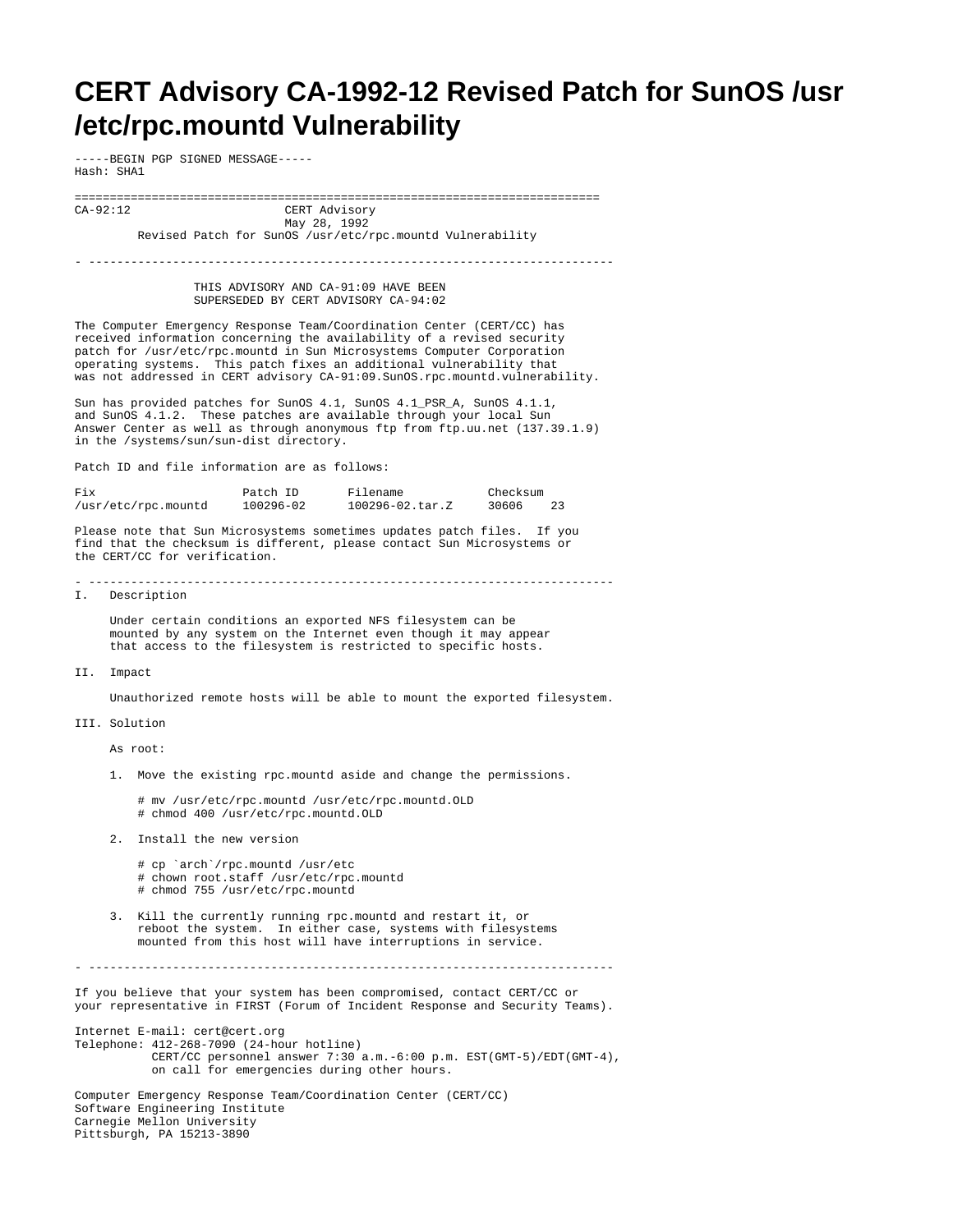# CERT Advisory CA-1992-12 Revised Patch for SunOS /usr/etc/rpc.mountd Vulnerability

-----BEGIN PGP SIGNED MESSAGE-----
Hash: SHA1

```
===========================================================================
CA-92:12                      CERT Advisory
                              May 28, 1992
         Revised Patch for SunOS /usr/etc/rpc.mountd Vulnerability

- ---------------------------------------------------------------------------

                 THIS ADVISORY AND CA-91:09 HAVE BEEN
                 SUPERSEDED BY CERT ADVISORY CA-94:02
```

The Computer Emergency Response Team/Coordination Center (CERT/CC) has received information concerning the availability of a revised security patch for /usr/etc/rpc.mountd in Sun Microsystems Computer Corporation operating systems. This patch fixes an additional vulnerability that was not addressed in CERT advisory CA-91:09.SunOS.rpc.mountd.vulnerability.

Sun has provided patches for SunOS 4.1, SunOS 4.1_PSR_A, SunOS 4.1.1, and SunOS 4.1.2. These patches are available through your local Sun Answer Center as well as through anonymous ftp from ftp.uu.net (137.39.1.9) in the /systems/sun/sun-dist directory.

Patch ID and file information are as follows:

| Fix | Patch ID | Filename | Checksum |
|---|---|---|---|
| /usr/etc/rpc.mountd | 100296-02 | 100296-02.tar.Z | 30606 23 |

Please note that Sun Microsystems sometimes updates patch files. If you find that the checksum is different, please contact Sun Microsystems or the CERT/CC for verification.

- ---------------------------------------------------------------------------

I. Description

Under certain conditions an exported NFS filesystem can be mounted by any system on the Internet even though it may appear that access to the filesystem is restricted to specific hosts.

II. Impact

Unauthorized remote hosts will be able to mount the exported filesystem.

III. Solution

As root:

1. Move the existing rpc.mountd aside and change the permissions.

```
# mv /usr/etc/rpc.mountd /usr/etc/rpc.mountd.OLD
# chmod 400 /usr/etc/rpc.mountd.OLD
```

2. Install the new version

```
# cp `arch`/rpc.mountd /usr/etc
# chown root.staff /usr/etc/rpc.mountd
# chmod 755 /usr/etc/rpc.mountd
```

3. Kill the currently running rpc.mountd and restart it, or reboot the system. In either case, systems with filesystems mounted from this host will have interruptions in service.

- ---------------------------------------------------------------------------

If you believe that your system has been compromised, contact CERT/CC or your representative in FIRST (Forum of Incident Response and Security Teams).

Internet E-mail: cert@cert.org
Telephone: 412-268-7090 (24-hour hotline)
CERT/CC personnel answer 7:30 a.m.-6:00 p.m. EST(GMT-5)/EDT(GMT-4), on call for emergencies during other hours.

Computer Emergency Response Team/Coordination Center (CERT/CC)
Software Engineering Institute
Carnegie Mellon University
Pittsburgh, PA 15213-3890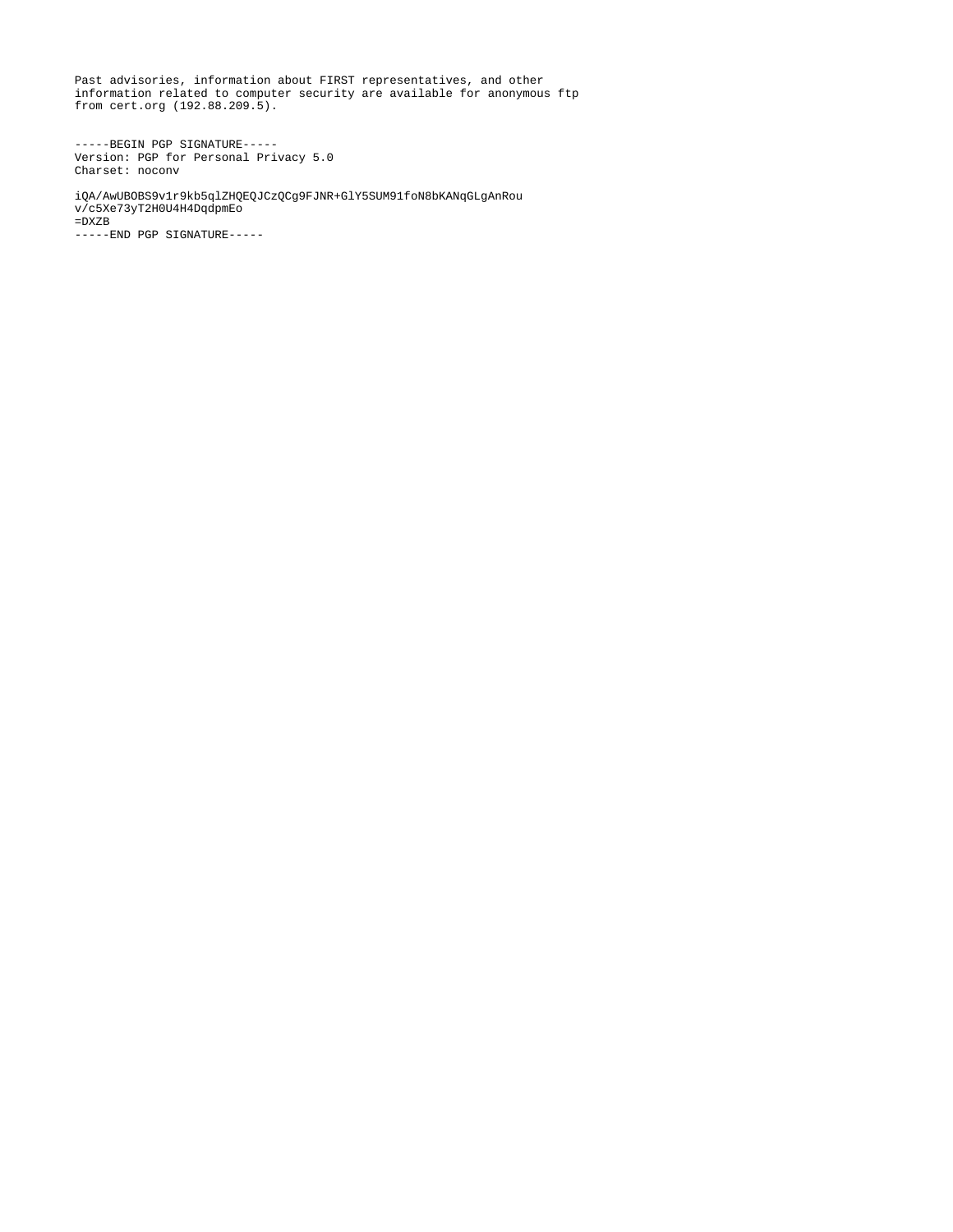Past advisories, information about FIRST representatives, and other
information related to computer security are available for anonymous ftp
from cert.org (192.88.209.5).

```
-----BEGIN PGP SIGNATURE-----
Version: PGP for Personal Privacy 5.0
Charset: noconv

iQA/AwUBOBS9v1r9kb5qlZHQEQJCzQCg9FJNR+GlY5SUM91foN8bKANqGLgAnRou
v/c5Xe73yT2H0U4H4DqdpmEo
=DXZB
-----END PGP SIGNATURE-----
```